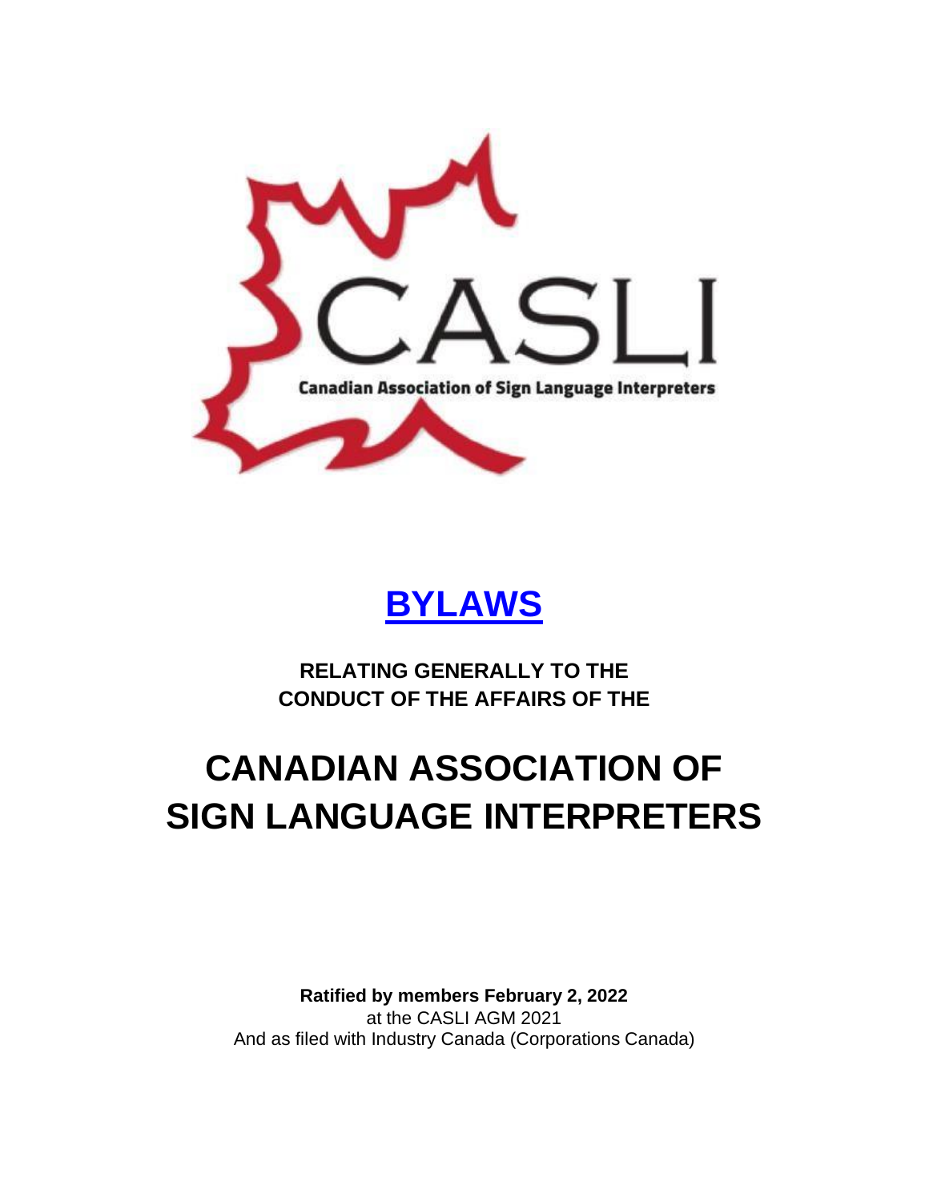# BYLAWS

**RELATING GENERALLY TO THE CONDUCT OF THE AFFAIRS OF THE**

# CANADIAN ASSOCIATION OF SIGN LANGUAGE INTERPRETERS

**Ratified by members February 2, 2022**
at the CASLI AGM 2021
And as filed with Industry Canada (Corporations Canada)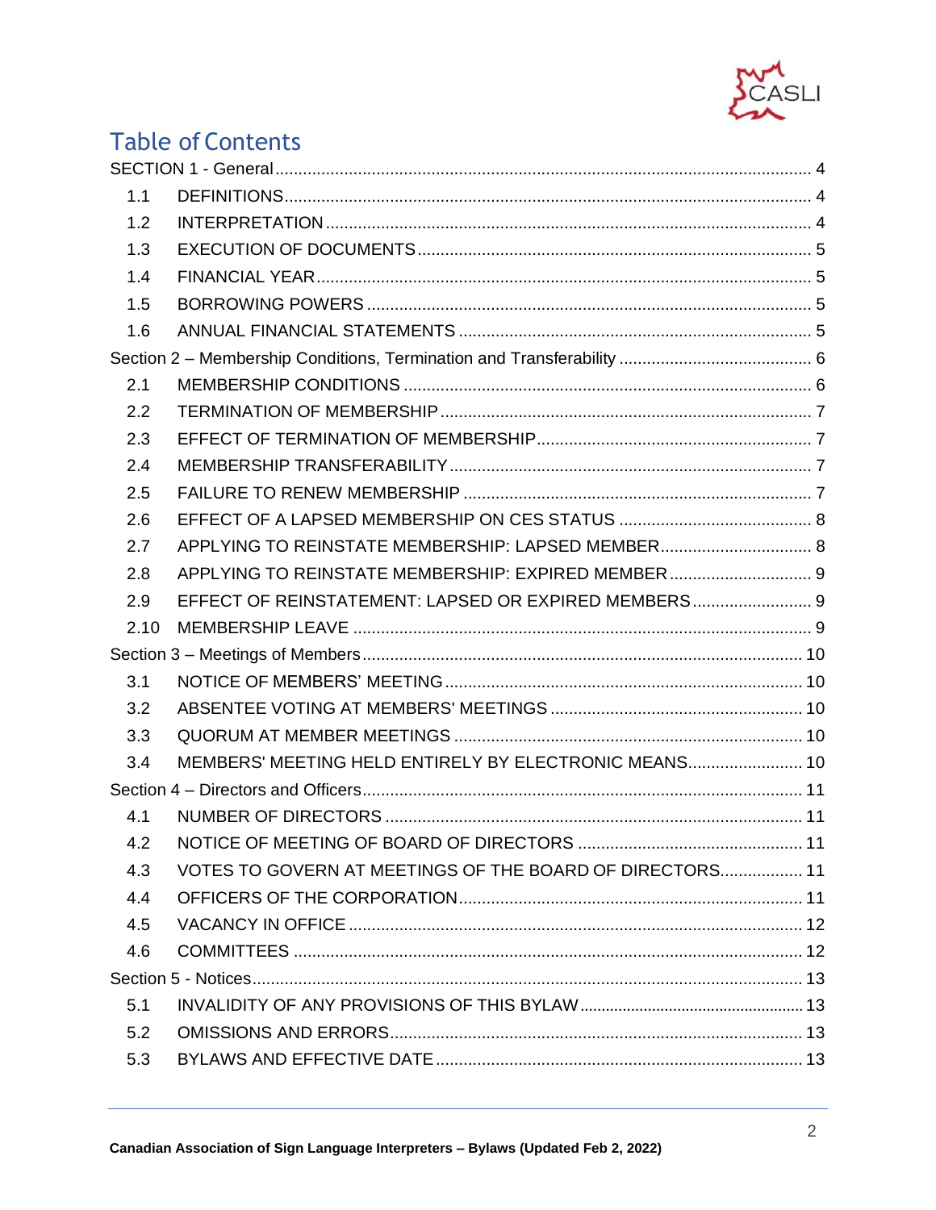# Table of Contents

SECTION 1 - General ..... 4

- 1.1 DEFINITIONS ..... 4
- 1.2 INTERPRETATION ..... 4
- 1.3 EXECUTION OF DOCUMENTS ..... 5
- 1.4 FINANCIAL YEAR ..... 5
- 1.5 BORROWING POWERS ..... 5
- 1.6 ANNUAL FINANCIAL STATEMENTS ..... 5

Section 2 – Membership Conditions, Termination and Transferability ..... 6

- 2.1 MEMBERSHIP CONDITIONS ..... 6
- 2.2 TERMINATION OF MEMBERSHIP ..... 7
- 2.3 EFFECT OF TERMINATION OF MEMBERSHIP ..... 7
- 2.4 MEMBERSHIP TRANSFERABILITY ..... 7
- 2.5 FAILURE TO RENEW MEMBERSHIP ..... 7
- 2.6 EFFECT OF A LAPSED MEMBERSHIP ON CES STATUS ..... 8
- 2.7 APPLYING TO REINSTATE MEMBERSHIP: LAPSED MEMBER ..... 8
- 2.8 APPLYING TO REINSTATE MEMBERSHIP: EXPIRED MEMBER ..... 9
- 2.9 EFFECT OF REINSTATEMENT: LAPSED OR EXPIRED MEMBERS ..... 9
- 2.10 MEMBERSHIP LEAVE ..... 9

Section 3 – Meetings of Members ..... 10

- 3.1 NOTICE OF MEMBERS' MEETING ..... 10
- 3.2 ABSENTEE VOTING AT MEMBERS' MEETINGS ..... 10
- 3.3 QUORUM AT MEMBER MEETINGS ..... 10
- 3.4 MEMBERS' MEETING HELD ENTIRELY BY ELECTRONIC MEANS ..... 10

Section 4 – Directors and Officers ..... 11

- 4.1 NUMBER OF DIRECTORS ..... 11
- 4.2 NOTICE OF MEETING OF BOARD OF DIRECTORS ..... 11
- 4.3 VOTES TO GOVERN AT MEETINGS OF THE BOARD OF DIRECTORS ..... 11
- 4.4 OFFICERS OF THE CORPORATION ..... 11
- 4.5 VACANCY IN OFFICE ..... 12
- 4.6 COMMITTEES ..... 12

Section 5 - Notices ..... 13

- 5.1 INVALIDITY OF ANY PROVISIONS OF THIS BYLAW ..... 13
- 5.2 OMISSIONS AND ERRORS ..... 13
- 5.3 BYLAWS AND EFFECTIVE DATE ..... 13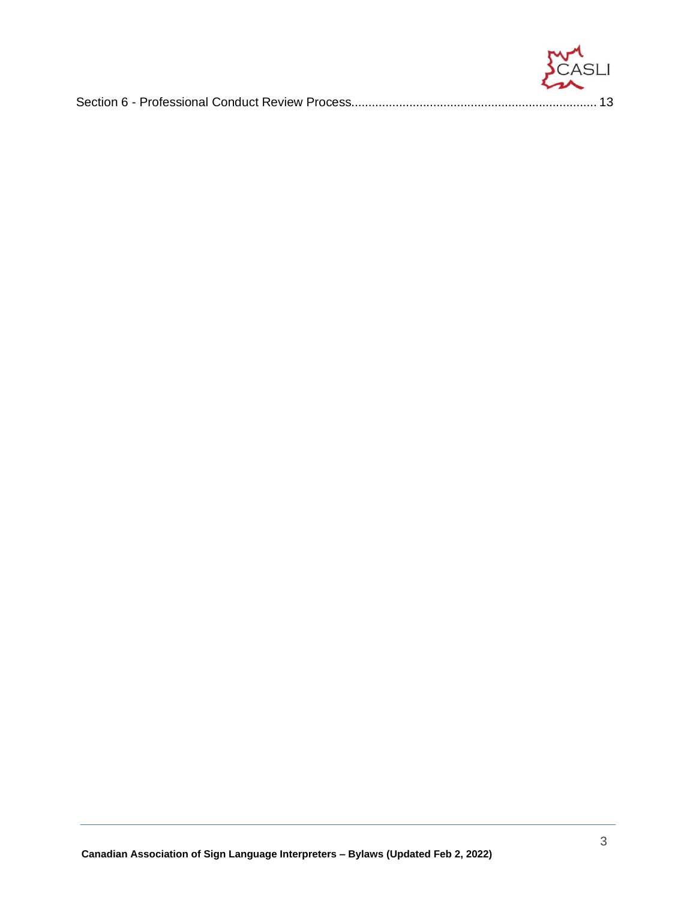Section 6 - Professional Conduct Review Process....................................................................... 13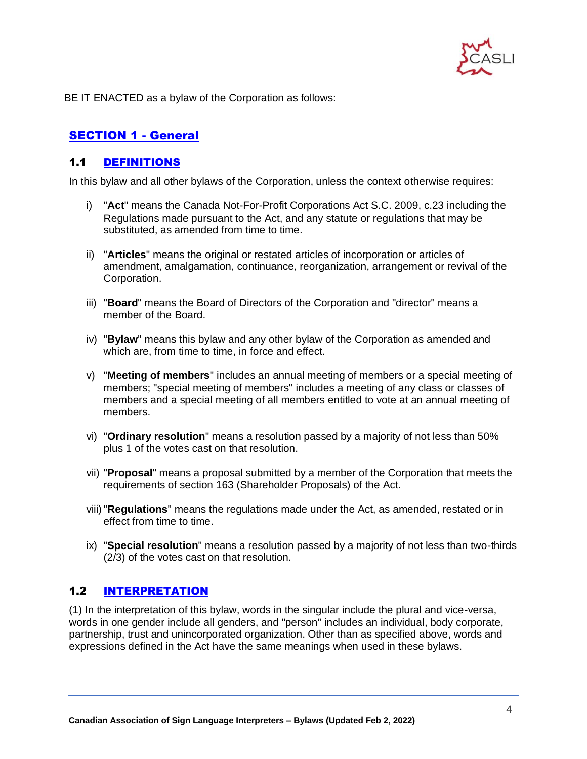BE IT ENACTED as a bylaw of the Corporation as follows:

## SECTION 1 - General

### 1.1 DEFINITIONS

In this bylaw and all other bylaws of the Corporation, unless the context otherwise requires:

i) "**Act**" means the Canada Not-For-Profit Corporations Act S.C. 2009, c.23 including the Regulations made pursuant to the Act, and any statute or regulations that may be substituted, as amended from time to time.

ii) "**Articles**" means the original or restated articles of incorporation or articles of amendment, amalgamation, continuance, reorganization, arrangement or revival of the Corporation.

iii) "**Board**" means the Board of Directors of the Corporation and "director" means a member of the Board.

iv) "**Bylaw**" means this bylaw and any other bylaw of the Corporation as amended and which are, from time to time, in force and effect.

v) "**Meeting of members**" includes an annual meeting of members or a special meeting of members; "special meeting of members" includes a meeting of any class or classes of members and a special meeting of all members entitled to vote at an annual meeting of members.

vi) "**Ordinary resolution**" means a resolution passed by a majority of not less than 50% plus 1 of the votes cast on that resolution.

vii) "**Proposal**" means a proposal submitted by a member of the Corporation that meets the requirements of section 163 (Shareholder Proposals) of the Act.

viii) "**Regulations**" means the regulations made under the Act, as amended, restated or in effect from time to time.

ix) "**Special resolution**" means a resolution passed by a majority of not less than two-thirds (2/3) of the votes cast on that resolution.

### 1.2 INTERPRETATION

(1) In the interpretation of this bylaw, words in the singular include the plural and vice-versa, words in one gender include all genders, and "person" includes an individual, body corporate, partnership, trust and unincorporated organization. Other than as specified above, words and expressions defined in the Act have the same meanings when used in these bylaws.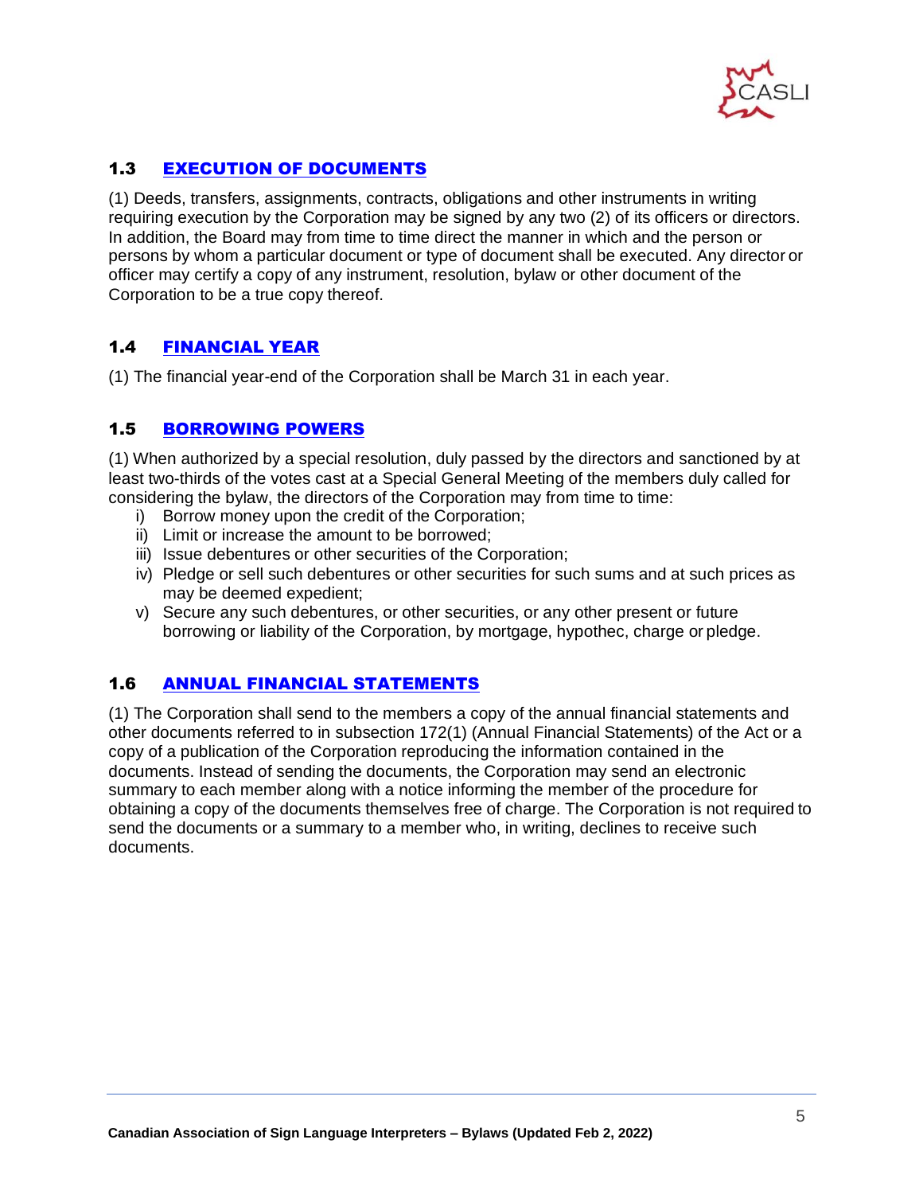## 1.3 EXECUTION OF DOCUMENTS

(1) Deeds, transfers, assignments, contracts, obligations and other instruments in writing requiring execution by the Corporation may be signed by any two (2) of its officers or directors. In addition, the Board may from time to time direct the manner in which and the person or persons by whom a particular document or type of document shall be executed. Any director or officer may certify a copy of any instrument, resolution, bylaw or other document of the Corporation to be a true copy thereof.

## 1.4 FINANCIAL YEAR

(1) The financial year-end of the Corporation shall be March 31 in each year.

## 1.5 BORROWING POWERS

(1) When authorized by a special resolution, duly passed by the directors and sanctioned by at least two-thirds of the votes cast at a Special General Meeting of the members duly called for considering the bylaw, the directors of the Corporation may from time to time:

i) Borrow money upon the credit of the Corporation;
ii) Limit or increase the amount to be borrowed;
iii) Issue debentures or other securities of the Corporation;
iv) Pledge or sell such debentures or other securities for such sums and at such prices as may be deemed expedient;
v) Secure any such debentures, or other securities, or any other present or future borrowing or liability of the Corporation, by mortgage, hypothec, charge or pledge.

## 1.6 ANNUAL FINANCIAL STATEMENTS

(1) The Corporation shall send to the members a copy of the annual financial statements and other documents referred to in subsection 172(1) (Annual Financial Statements) of the Act or a copy of a publication of the Corporation reproducing the information contained in the documents. Instead of sending the documents, the Corporation may send an electronic summary to each member along with a notice informing the member of the procedure for obtaining a copy of the documents themselves free of charge. The Corporation is not required to send the documents or a summary to a member who, in writing, declines to receive such documents.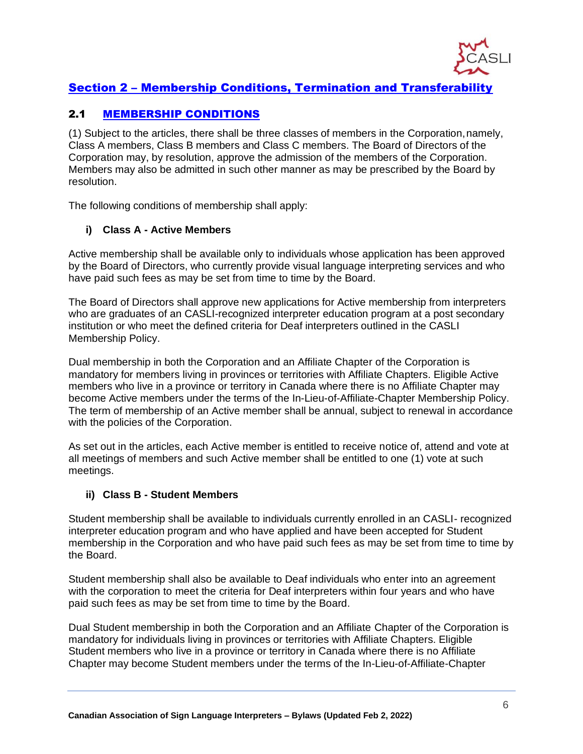## Section 2 – Membership Conditions, Termination and Transferability

### 2.1 MEMBERSHIP CONDITIONS

(1) Subject to the articles, there shall be three classes of members in the Corporation, namely, Class A members, Class B members and Class C members. The Board of Directors of the Corporation may, by resolution, approve the admission of the members of the Corporation. Members may also be admitted in such other manner as may be prescribed by the Board by resolution.

The following conditions of membership shall apply:

**i) Class A - Active Members**

Active membership shall be available only to individuals whose application has been approved by the Board of Directors, who currently provide visual language interpreting services and who have paid such fees as may be set from time to time by the Board.

The Board of Directors shall approve new applications for Active membership from interpreters who are graduates of an CASLI-recognized interpreter education program at a post secondary institution or who meet the defined criteria for Deaf interpreters outlined in the CASLI Membership Policy.

Dual membership in both the Corporation and an Affiliate Chapter of the Corporation is mandatory for members living in provinces or territories with Affiliate Chapters. Eligible Active members who live in a province or territory in Canada where there is no Affiliate Chapter may become Active members under the terms of the In-Lieu-of-Affiliate-Chapter Membership Policy. The term of membership of an Active member shall be annual, subject to renewal in accordance with the policies of the Corporation.

As set out in the articles, each Active member is entitled to receive notice of, attend and vote at all meetings of members and such Active member shall be entitled to one (1) vote at such meetings.

**ii) Class B - Student Members**

Student membership shall be available to individuals currently enrolled in an CASLI- recognized interpreter education program and who have applied and have been accepted for Student membership in the Corporation and who have paid such fees as may be set from time to time by the Board.

Student membership shall also be available to Deaf individuals who enter into an agreement with the corporation to meet the criteria for Deaf interpreters within four years and who have paid such fees as may be set from time to time by the Board.

Dual Student membership in both the Corporation and an Affiliate Chapter of the Corporation is mandatory for individuals living in provinces or territories with Affiliate Chapters. Eligible Student members who live in a province or territory in Canada where there is no Affiliate Chapter may become Student members under the terms of the In-Lieu-of-Affiliate-Chapter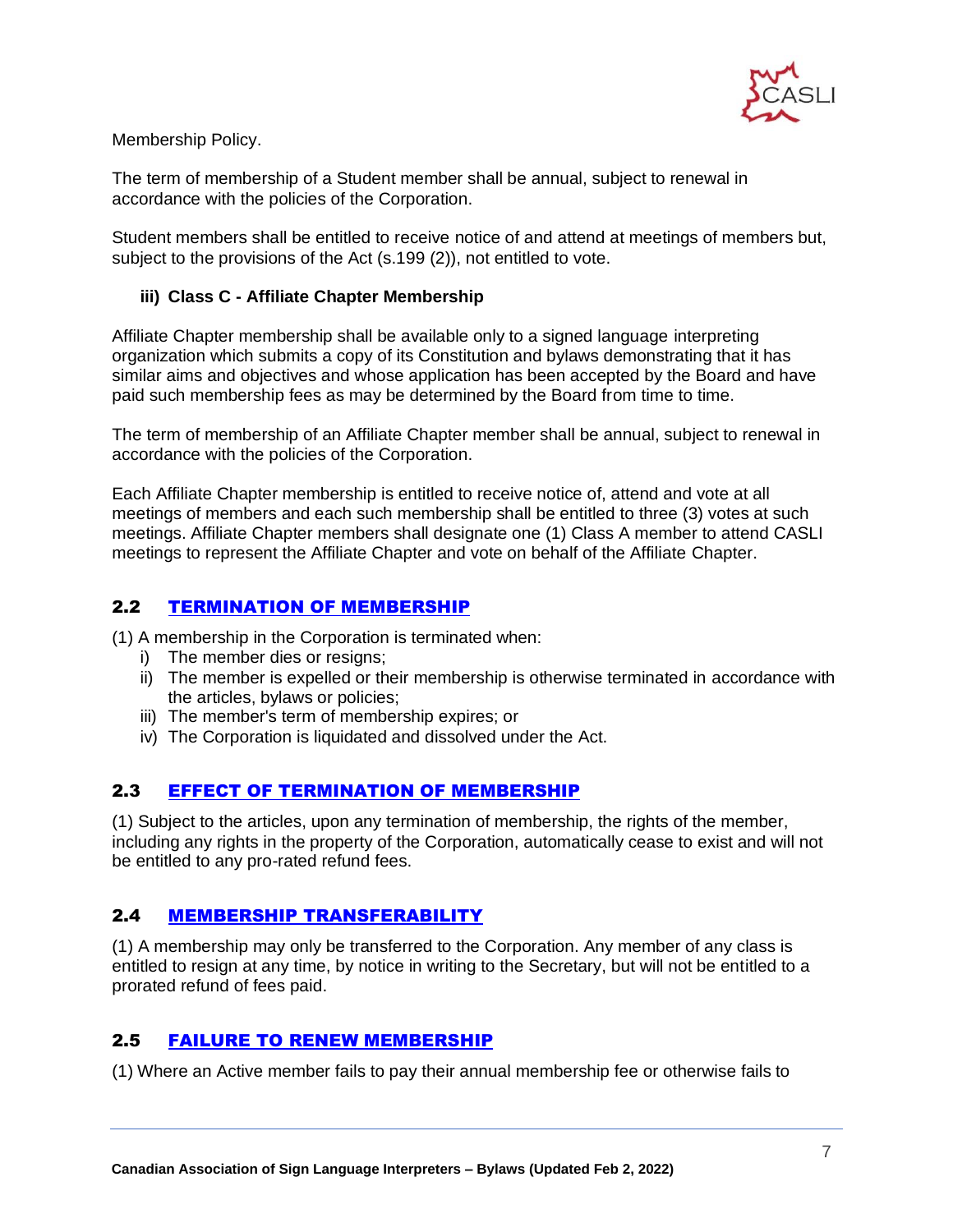Membership Policy.

The term of membership of a Student member shall be annual, subject to renewal in accordance with the policies of the Corporation.

Student members shall be entitled to receive notice of and attend at meetings of members but, subject to the provisions of the Act (s.199 (2)), not entitled to vote.

#### iii) Class C - Affiliate Chapter Membership

Affiliate Chapter membership shall be available only to a signed language interpreting organization which submits a copy of its Constitution and bylaws demonstrating that it has similar aims and objectives and whose application has been accepted by the Board and have paid such membership fees as may be determined by the Board from time to time.

The term of membership of an Affiliate Chapter member shall be annual, subject to renewal in accordance with the policies of the Corporation.

Each Affiliate Chapter membership is entitled to receive notice of, attend and vote at all meetings of members and each such membership shall be entitled to three (3) votes at such meetings. Affiliate Chapter members shall designate one (1) Class A member to attend CASLI meetings to represent the Affiliate Chapter and vote on behalf of the Affiliate Chapter.

## 2.2 TERMINATION OF MEMBERSHIP

(1) A membership in the Corporation is terminated when:

i) The member dies or resigns;
ii) The member is expelled or their membership is otherwise terminated in accordance with the articles, bylaws or policies;
iii) The member's term of membership expires; or
iv) The Corporation is liquidated and dissolved under the Act.

## 2.3 EFFECT OF TERMINATION OF MEMBERSHIP

(1) Subject to the articles, upon any termination of membership, the rights of the member, including any rights in the property of the Corporation, automatically cease to exist and will not be entitled to any pro-rated refund fees.

## 2.4 MEMBERSHIP TRANSFERABILITY

(1) A membership may only be transferred to the Corporation. Any member of any class is entitled to resign at any time, by notice in writing to the Secretary, but will not be entitled to a prorated refund of fees paid.

## 2.5 FAILURE TO RENEW MEMBERSHIP

(1) Where an Active member fails to pay their annual membership fee or otherwise fails to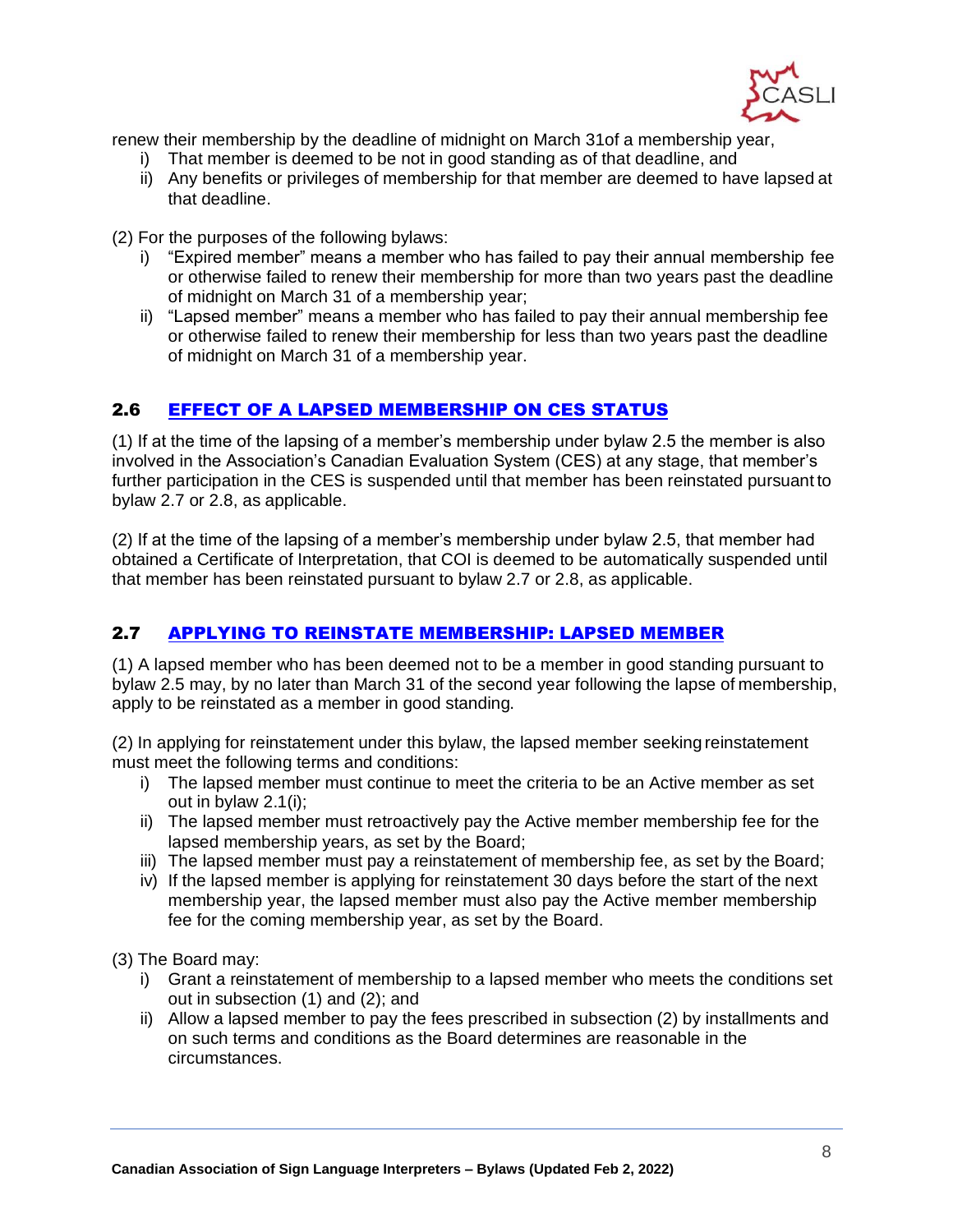renew their membership by the deadline of midnight on March 31of a membership year,

i) That member is deemed to be not in good standing as of that deadline, and
ii) Any benefits or privileges of membership for that member are deemed to have lapsed at that deadline.

(2) For the purposes of the following bylaws:

i) "Expired member" means a member who has failed to pay their annual membership fee or otherwise failed to renew their membership for more than two years past the deadline of midnight on March 31 of a membership year;
ii) "Lapsed member" means a member who has failed to pay their annual membership fee or otherwise failed to renew their membership for less than two years past the deadline of midnight on March 31 of a membership year.

## 2.6 EFFECT OF A LAPSED MEMBERSHIP ON CES STATUS

(1) If at the time of the lapsing of a member's membership under bylaw 2.5 the member is also involved in the Association's Canadian Evaluation System (CES) at any stage, that member's further participation in the CES is suspended until that member has been reinstated pursuant to bylaw 2.7 or 2.8, as applicable.

(2) If at the time of the lapsing of a member's membership under bylaw 2.5, that member had obtained a Certificate of Interpretation, that COI is deemed to be automatically suspended until that member has been reinstated pursuant to bylaw 2.7 or 2.8, as applicable.

## 2.7 APPLYING TO REINSTATE MEMBERSHIP: LAPSED MEMBER

(1) A lapsed member who has been deemed not to be a member in good standing pursuant to bylaw 2.5 may, by no later than March 31 of the second year following the lapse of membership, apply to be reinstated as a member in good standing.

(2) In applying for reinstatement under this bylaw, the lapsed member seeking reinstatement must meet the following terms and conditions:

i) The lapsed member must continue to meet the criteria to be an Active member as set out in bylaw 2.1(i);
ii) The lapsed member must retroactively pay the Active member membership fee for the lapsed membership years, as set by the Board;
iii) The lapsed member must pay a reinstatement of membership fee, as set by the Board;
iv) If the lapsed member is applying for reinstatement 30 days before the start of the next membership year, the lapsed member must also pay the Active member membership fee for the coming membership year, as set by the Board.

(3) The Board may:

i) Grant a reinstatement of membership to a lapsed member who meets the conditions set out in subsection (1) and (2); and
ii) Allow a lapsed member to pay the fees prescribed in subsection (2) by installments and on such terms and conditions as the Board determines are reasonable in the circumstances.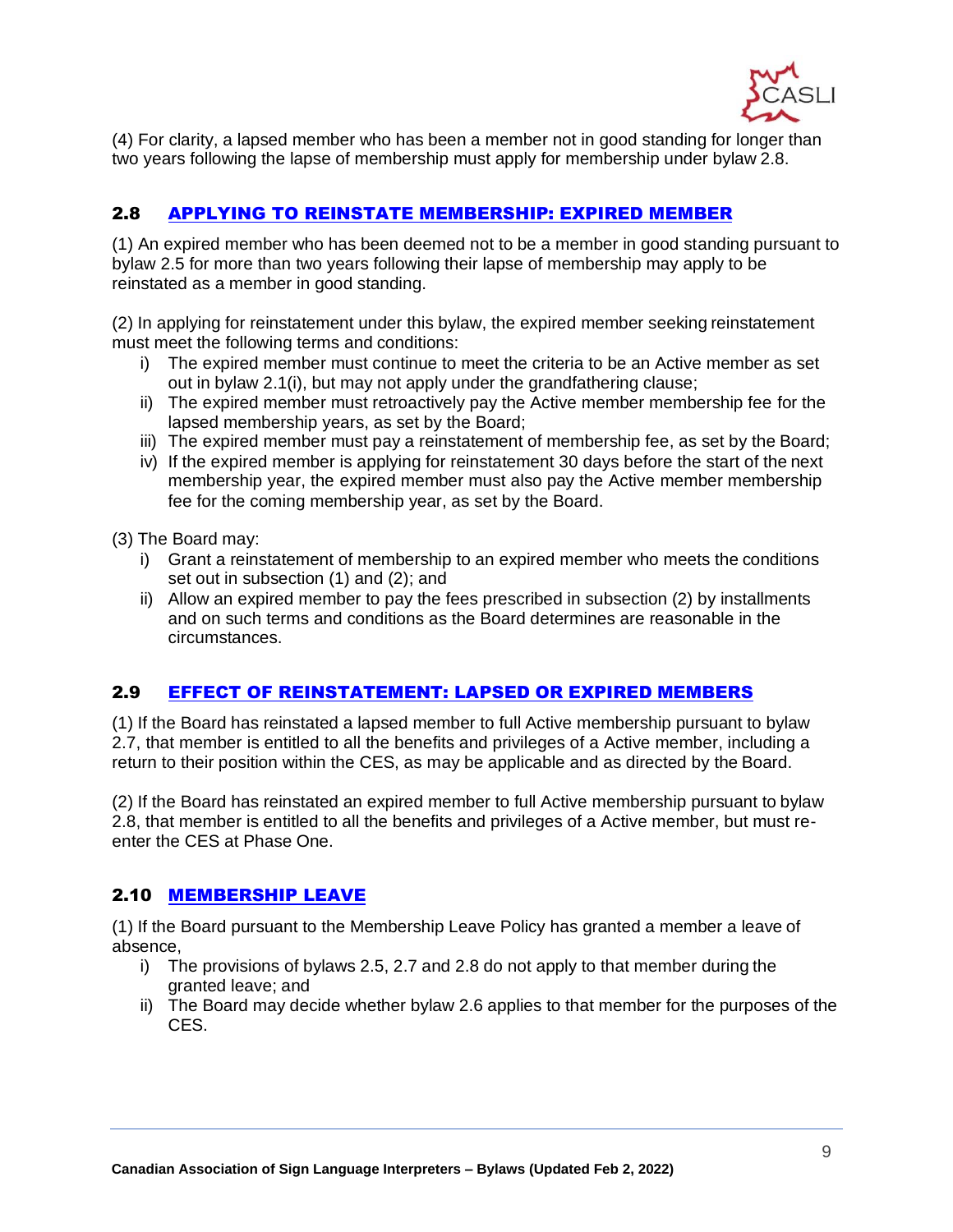(4) For clarity, a lapsed member who has been a member not in good standing for longer than two years following the lapse of membership must apply for membership under bylaw 2.8.

## 2.8 APPLYING TO REINSTATE MEMBERSHIP: EXPIRED MEMBER

(1) An expired member who has been deemed not to be a member in good standing pursuant to bylaw 2.5 for more than two years following their lapse of membership may apply to be reinstated as a member in good standing.

(2) In applying for reinstatement under this bylaw, the expired member seeking reinstatement must meet the following terms and conditions:

i) The expired member must continue to meet the criteria to be an Active member as set out in bylaw 2.1(i), but may not apply under the grandfathering clause;
ii) The expired member must retroactively pay the Active member membership fee for the lapsed membership years, as set by the Board;
iii) The expired member must pay a reinstatement of membership fee, as set by the Board;
iv) If the expired member is applying for reinstatement 30 days before the start of the next membership year, the expired member must also pay the Active member membership fee for the coming membership year, as set by the Board.

(3) The Board may:

i) Grant a reinstatement of membership to an expired member who meets the conditions set out in subsection (1) and (2); and
ii) Allow an expired member to pay the fees prescribed in subsection (2) by installments and on such terms and conditions as the Board determines are reasonable in the circumstances.

## 2.9 EFFECT OF REINSTATEMENT: LAPSED OR EXPIRED MEMBERS

(1) If the Board has reinstated a lapsed member to full Active membership pursuant to bylaw 2.7, that member is entitled to all the benefits and privileges of a Active member, including a return to their position within the CES, as may be applicable and as directed by the Board.

(2) If the Board has reinstated an expired member to full Active membership pursuant to bylaw 2.8, that member is entitled to all the benefits and privileges of a Active member, but must re-enter the CES at Phase One.

## 2.10 MEMBERSHIP LEAVE

(1) If the Board pursuant to the Membership Leave Policy has granted a member a leave of absence,

i) The provisions of bylaws 2.5, 2.7 and 2.8 do not apply to that member during the granted leave; and
ii) The Board may decide whether bylaw 2.6 applies to that member for the purposes of the CES.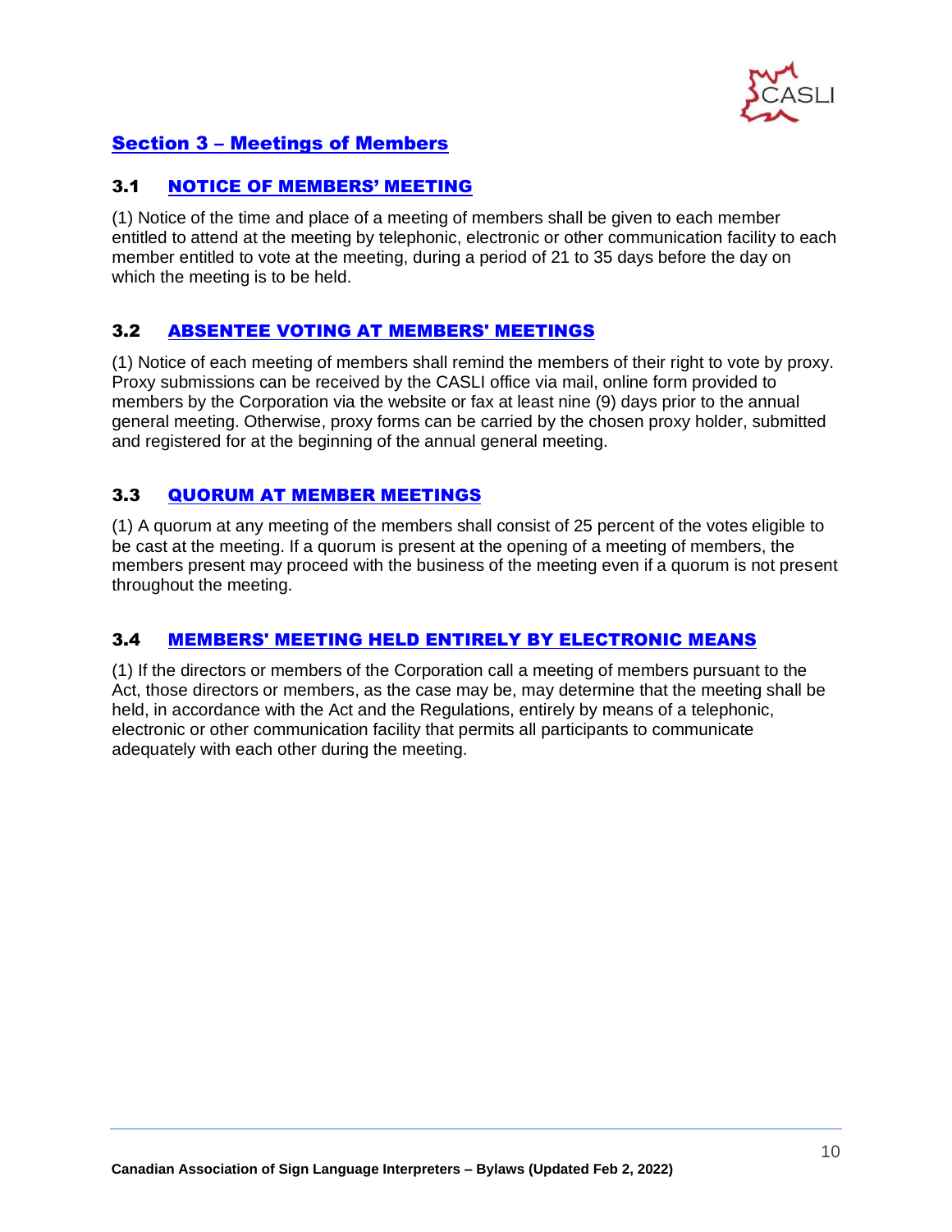## Section 3 – Meetings of Members

### 3.1 NOTICE OF MEMBERS' MEETING

(1) Notice of the time and place of a meeting of members shall be given to each member entitled to attend at the meeting by telephonic, electronic or other communication facility to each member entitled to vote at the meeting, during a period of 21 to 35 days before the day on which the meeting is to be held.

### 3.2 ABSENTEE VOTING AT MEMBERS' MEETINGS

(1) Notice of each meeting of members shall remind the members of their right to vote by proxy. Proxy submissions can be received by the CASLI office via mail, online form provided to members by the Corporation via the website or fax at least nine (9) days prior to the annual general meeting. Otherwise, proxy forms can be carried by the chosen proxy holder, submitted and registered for at the beginning of the annual general meeting.

### 3.3 QUORUM AT MEMBER MEETINGS

(1) A quorum at any meeting of the members shall consist of 25 percent of the votes eligible to be cast at the meeting. If a quorum is present at the opening of a meeting of members, the members present may proceed with the business of the meeting even if a quorum is not present throughout the meeting.

### 3.4 MEMBERS' MEETING HELD ENTIRELY BY ELECTRONIC MEANS

(1) If the directors or members of the Corporation call a meeting of members pursuant to the Act, those directors or members, as the case may be, may determine that the meeting shall be held, in accordance with the Act and the Regulations, entirely by means of a telephonic, electronic or other communication facility that permits all participants to communicate adequately with each other during the meeting.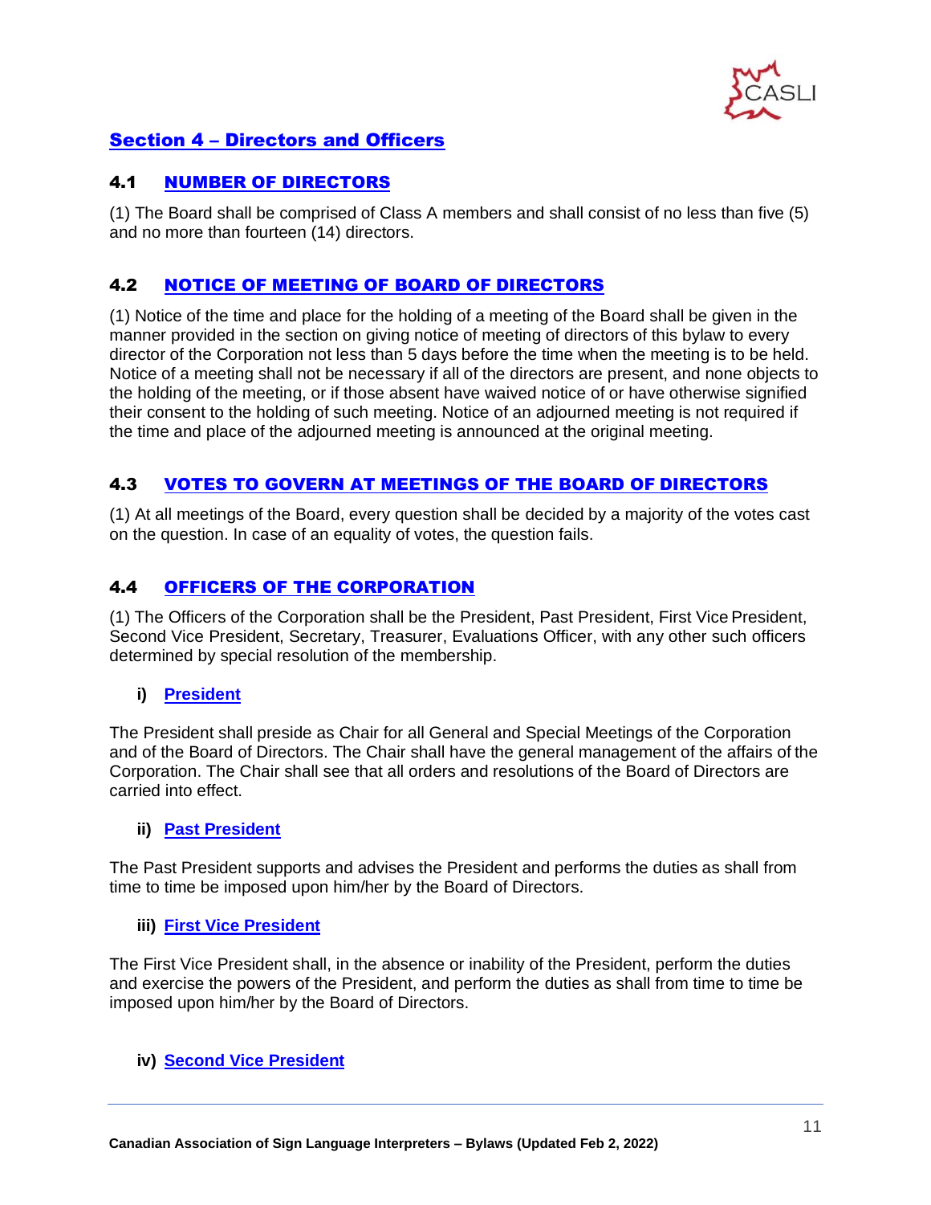## Section 4 – Directors and Officers

### 4.1 NUMBER OF DIRECTORS

(1) The Board shall be comprised of Class A members and shall consist of no less than five (5) and no more than fourteen (14) directors.

### 4.2 NOTICE OF MEETING OF BOARD OF DIRECTORS

(1) Notice of the time and place for the holding of a meeting of the Board shall be given in the manner provided in the section on giving notice of meeting of directors of this bylaw to every director of the Corporation not less than 5 days before the time when the meeting is to be held. Notice of a meeting shall not be necessary if all of the directors are present, and none objects to the holding of the meeting, or if those absent have waived notice of or have otherwise signified their consent to the holding of such meeting. Notice of an adjourned meeting is not required if the time and place of the adjourned meeting is announced at the original meeting.

### 4.3 VOTES TO GOVERN AT MEETINGS OF THE BOARD OF DIRECTORS

(1) At all meetings of the Board, every question shall be decided by a majority of the votes cast on the question. In case of an equality of votes, the question fails.

### 4.4 OFFICERS OF THE CORPORATION

(1) The Officers of the Corporation shall be the President, Past President, First Vice President, Second Vice President, Secretary, Treasurer, Evaluations Officer, with any other such officers determined by special resolution of the membership.

#### i) President

The President shall preside as Chair for all General and Special Meetings of the Corporation and of the Board of Directors. The Chair shall have the general management of the affairs of the Corporation. The Chair shall see that all orders and resolutions of the Board of Directors are carried into effect.

#### ii) Past President

The Past President supports and advises the President and performs the duties as shall from time to time be imposed upon him/her by the Board of Directors.

#### iii) First Vice President

The First Vice President shall, in the absence or inability of the President, perform the duties and exercise the powers of the President, and perform the duties as shall from time to time be imposed upon him/her by the Board of Directors.

#### iv) Second Vice President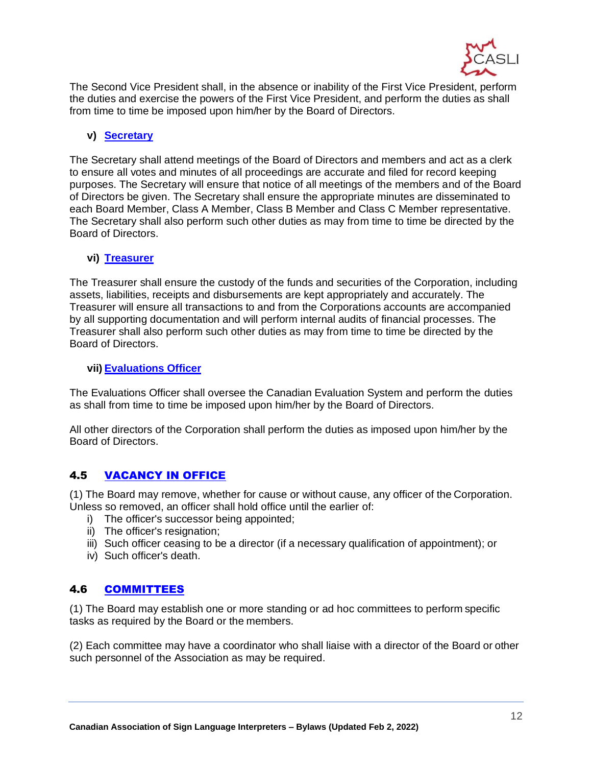The Second Vice President shall, in the absence or inability of the First Vice President, perform the duties and exercise the powers of the First Vice President, and perform the duties as shall from time to time be imposed upon him/her by the Board of Directors.

**v) Secretary**

The Secretary shall attend meetings of the Board of Directors and members and act as a clerk to ensure all votes and minutes of all proceedings are accurate and filed for record keeping purposes. The Secretary will ensure that notice of all meetings of the members and of the Board of Directors be given. The Secretary shall ensure the appropriate minutes are disseminated to each Board Member, Class A Member, Class B Member and Class C Member representative. The Secretary shall also perform such other duties as may from time to time be directed by the Board of Directors.

**vi) Treasurer**

The Treasurer shall ensure the custody of the funds and securities of the Corporation, including assets, liabilities, receipts and disbursements are kept appropriately and accurately. The Treasurer will ensure all transactions to and from the Corporations accounts are accompanied by all supporting documentation and will perform internal audits of financial processes. The Treasurer shall also perform such other duties as may from time to time be directed by the Board of Directors.

**vii) Evaluations Officer**

The Evaluations Officer shall oversee the Canadian Evaluation System and perform the duties as shall from time to time be imposed upon him/her by the Board of Directors.

All other directors of the Corporation shall perform the duties as imposed upon him/her by the Board of Directors.

## 4.5 VACANCY IN OFFICE

(1) The Board may remove, whether for cause or without cause, any officer of the Corporation. Unless so removed, an officer shall hold office until the earlier of:

- i) The officer's successor being appointed;
- ii) The officer's resignation;
- iii) Such officer ceasing to be a director (if a necessary qualification of appointment); or
- iv) Such officer's death.

## 4.6 COMMITTEES

(1) The Board may establish one or more standing or ad hoc committees to perform specific tasks as required by the Board or the members.

(2) Each committee may have a coordinator who shall liaise with a director of the Board or other such personnel of the Association as may be required.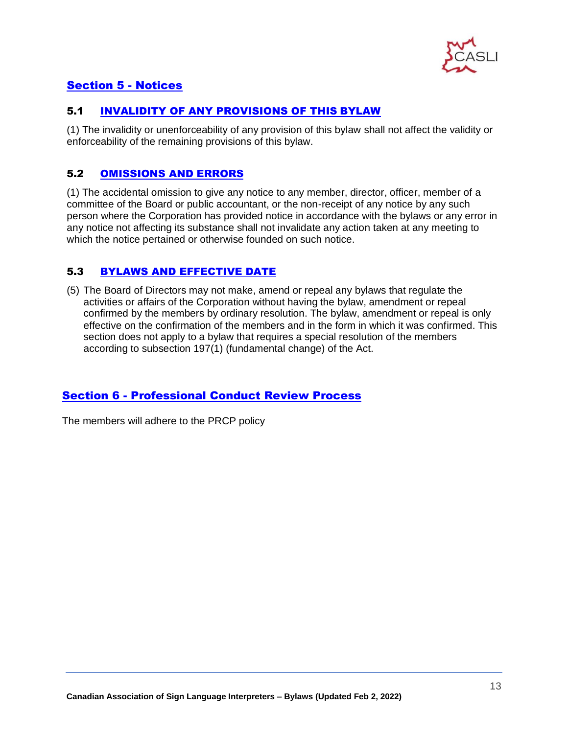## Section 5 - Notices

### 5.1 INVALIDITY OF ANY PROVISIONS OF THIS BYLAW

(1) The invalidity or unenforceability of any provision of this bylaw shall not affect the validity or enforceability of the remaining provisions of this bylaw.

### 5.2 OMISSIONS AND ERRORS

(1) The accidental omission to give any notice to any member, director, officer, member of a committee of the Board or public accountant, or the non-receipt of any notice by any such person where the Corporation has provided notice in accordance with the bylaws or any error in any notice not affecting its substance shall not invalidate any action taken at any meeting to which the notice pertained or otherwise founded on such notice.

### 5.3 BYLAWS AND EFFECTIVE DATE

(5) The Board of Directors may not make, amend or repeal any bylaws that regulate the activities or affairs of the Corporation without having the bylaw, amendment or repeal confirmed by the members by ordinary resolution. The bylaw, amendment or repeal is only effective on the confirmation of the members and in the form in which it was confirmed. This section does not apply to a bylaw that requires a special resolution of the members according to subsection 197(1) (fundamental change) of the Act.

## Section 6 - Professional Conduct Review Process

The members will adhere to the PRCP policy